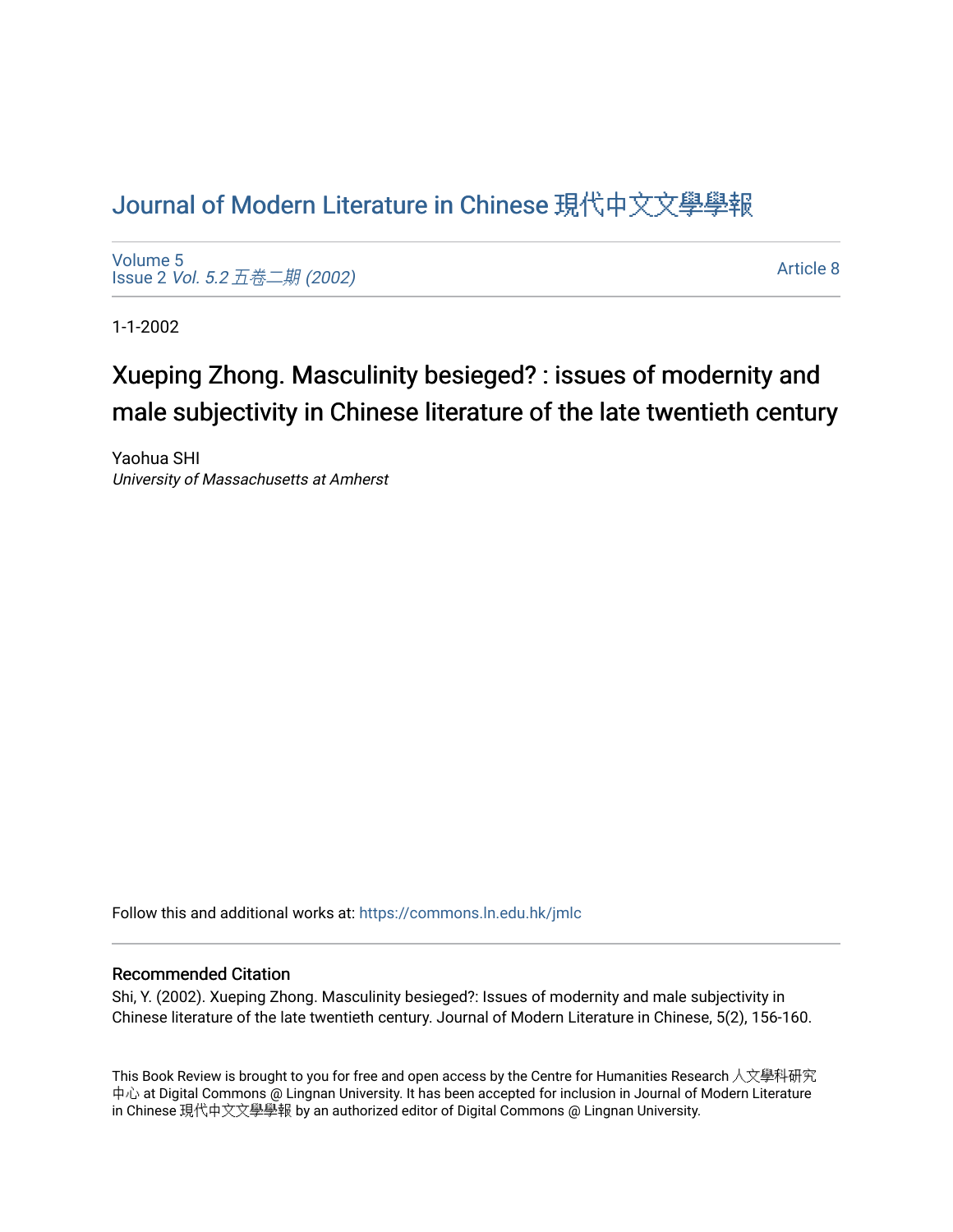Journal of Modern Literature in Chinese 現代中文文學學報

Volume 5
Issue 2 *Vol. 5.2 五卷二期 (2002)*

Article 8

1-1-2002

# Xueping Zhong. Masculinity besieged? : issues of modernity and male subjectivity in Chinese literature of the late twentieth century

Yaohua SHI
*University of Massachusetts at Amherst*

Follow this and additional works at: https://commons.ln.edu.hk/jmlc

## Recommended Citation

Shi, Y. (2002). Xueping Zhong. Masculinity besieged?: Issues of modernity and male subjectivity in Chinese literature of the late twentieth century. Journal of Modern Literature in Chinese, 5(2), 156-160.

This Book Review is brought to you for free and open access by the Centre for Humanities Research 人文學科研究中心 at Digital Commons @ Lingnan University. It has been accepted for inclusion in Journal of Modern Literature in Chinese 現代中文文學學報 by an authorized editor of Digital Commons @ Lingnan University.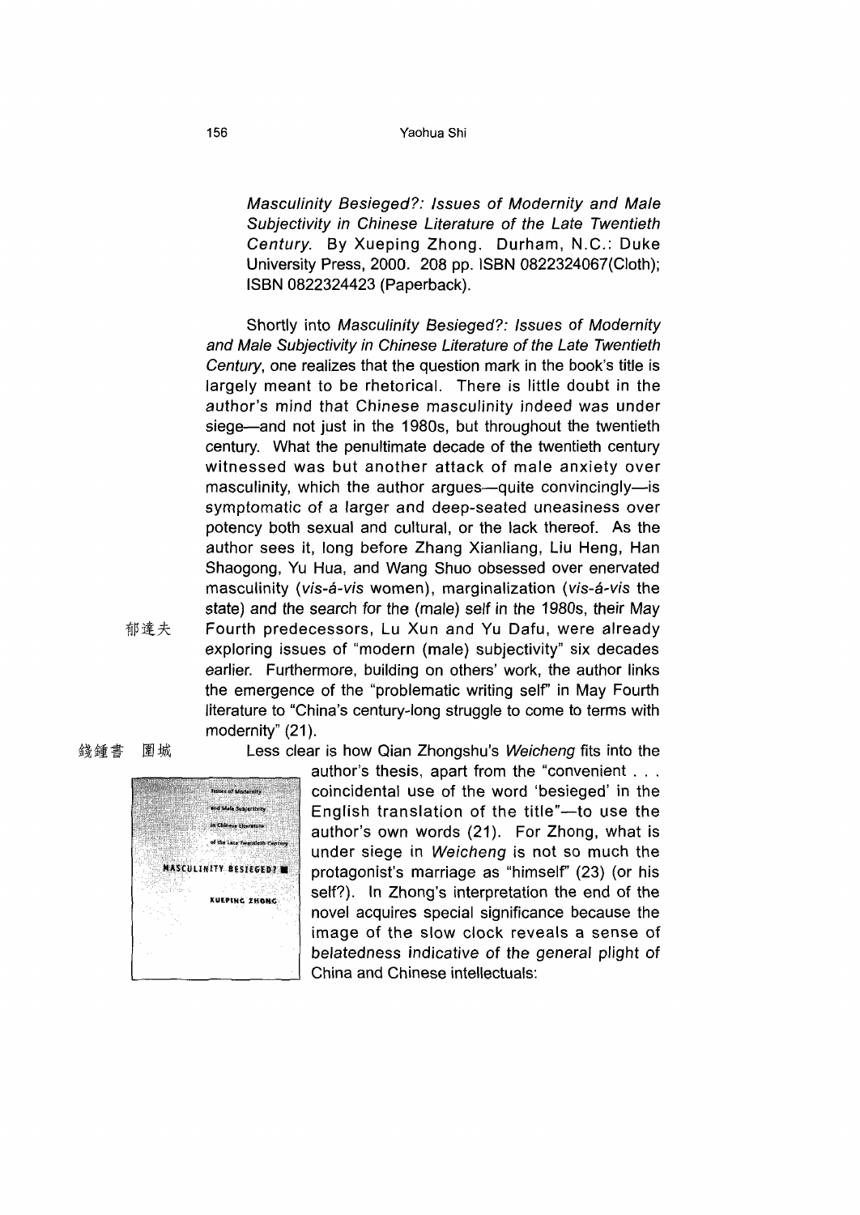*Masculinity Besieged?: Issues of Modernity and Male Subjectivity in Chinese Literature of the Late Twentieth Century.* By Xueping Zhong. Durham, N.C.: Duke University Press, 2000. 208 pp. ISBN 0822324067(Cloth); ISBN 0822324423 (Paperback).

Shortly into *Masculinity Besieged?: Issues of Modernity and Male Subjectivity in Chinese Literature of the Late Twentieth Century*, one realizes that the question mark in the book's title is largely meant to be rhetorical. There is little doubt in the author's mind that Chinese masculinity indeed was under siege—and not just in the 1980s, but throughout the twentieth century. What the penultimate decade of the twentieth century witnessed was but another attack of male anxiety over masculinity, which the author argues—quite convincingly—is symptomatic of a larger and deep-seated uneasiness over potency both sexual and cultural, or the lack thereof. As the author sees it, long before Zhang Xianliang, Liu Heng, Han Shaogong, Yu Hua, and Wang Shuo obsessed over enervated masculinity (*vis-á-vis* women), marginalization (*vis-á-vis* the state) and the search for the (male) self in the 1980s, their May Fourth predecessors, Lu Xun and Yu Dafu 郁達夫, were already exploring issues of "modern (male) subjectivity" six decades earlier. Furthermore, building on others' work, the author links the emergence of the "problematic writing self" in May Fourth literature to "China's century-long struggle to come to terms with modernity" (21).

Less clear is how Qian Zhongshu 錢鍾書's *Weicheng* 圍城 fits into the author's thesis, apart from the "convenient . . . coincidental use of the word 'besieged' in the English translation of the title"—to use the author's own words (21). For Zhong, what is under siege in *Weicheng* is not so much the protagonist's marriage as "himself" (23) (or his self?). In Zhong's interpretation the end of the novel acquires special significance because the image of the slow clock reveals a sense of belatedness indicative of the general plight of China and Chinese intellectuals: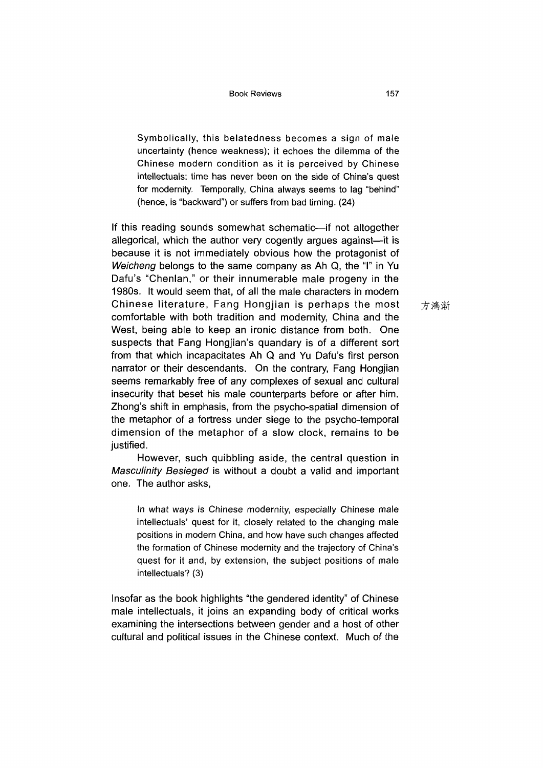> Symbolically, this belatedness becomes a sign of male uncertainty (hence weakness); it echoes the dilemma of the Chinese modern condition as it is perceived by Chinese intellectuals: time has never been on the side of China's quest for modernity. Temporally, China always seems to lag "behind" (hence, is "backward") or suffers from bad timing. (24)

If this reading sounds somewhat schematic—if not altogether allegorical, which the author very cogently argues against—it is because it is not immediately obvious how the protagonist of *Weicheng* belongs to the same company as Ah Q, the "I" in Yu Dafu's "Chenlan," or their innumerable male progeny in the 1980s. It would seem that, of all the male characters in modern Chinese literature, Fang Hongjian is perhaps the most comfortable with both tradition and modernity, China and the West, being able to keep an ironic distance from both. One suspects that Fang Hongjian's quandary is of a different sort from that which incapacitates Ah Q and Yu Dafu's first person narrator or their descendants. On the contrary, Fang Hongjian seems remarkably free of any complexes of sexual and cultural insecurity that beset his male counterparts before or after him. Zhong's shift in emphasis, from the psycho-spatial dimension of the metaphor of a fortress under siege to the psycho-temporal dimension of the metaphor of a slow clock, remains to be justified.

方鴻漸

However, such quibbling aside, the central question in *Masculinity Besieged* is without a doubt a valid and important one. The author asks,

> In what ways is Chinese modernity, especially Chinese male intellectuals' quest for it, closely related to the changing male positions in modern China, and how have such changes affected the formation of Chinese modernity and the trajectory of China's quest for it and, by extension, the subject positions of male intellectuals? (3)

Insofar as the book highlights "the gendered identity" of Chinese male intellectuals, it joins an expanding body of critical works examining the intersections between gender and a host of other cultural and political issues in the Chinese context. Much of the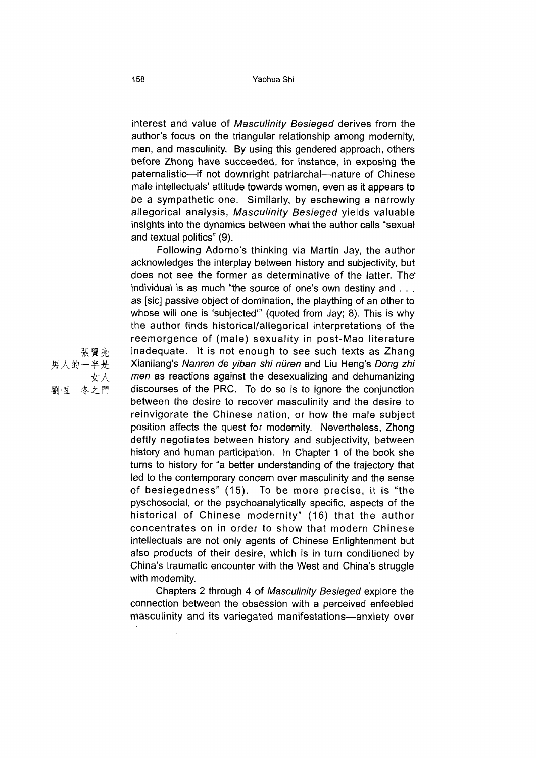interest and value of *Masculinity Besieged* derives from the author's focus on the triangular relationship among modernity, men, and masculinity. By using this gendered approach, others before Zhong have succeeded, for instance, in exposing the paternalistic—if not downright patriarchal—nature of Chinese male intellectuals' attitude towards women, even as it appears to be a sympathetic one. Similarly, by eschewing a narrowly allegorical analysis, *Masculinity Besieged* yields valuable insights into the dynamics between what the author calls "sexual and textual politics" (9).

Following Adorno's thinking via Martin Jay, the author acknowledges the interplay between history and subjectivity, but does not see the former as determinative of the latter. The individual is as much "the source of one's own destiny and . . . as [sic] passive object of domination, the plaything of an other to whose will one is 'subjected'" (quoted from Jay; 8). This is why the author finds historical/allegorical interpretations of the reemergence of (male) sexuality in post-Mao literature inadequate. It is not enough to see such texts as Zhang Xianliang's *Nanren de yiban shi nüren* and Liu Heng's *Dong zhi men* as reactions against the desexualizing and dehumanizing discourses of the PRC. To do so is to ignore the conjunction between the desire to recover masculinity and the desire to reinvigorate the Chinese nation, or how the male subject position affects the quest for modernity. Nevertheless, Zhong deftly negotiates between history and subjectivity, between history and human participation. In Chapter 1 of the book she turns to history for "a better understanding of the trajectory that led to the contemporary concern over masculinity and the sense of besiegedness" (15). To be more precise, it is "the pyschosocial, or the psychoanalytically specific, aspects of the historical of Chinese modernity" (16) that the author concentrates on in order to show that modern Chinese intellectuals are not only agents of Chinese Enlightenment but also products of their desire, which is in turn conditioned by China's traumatic encounter with the West and China's struggle with modernity.

張賢亮 男人的一半是女人
劉恆 冬之門

Chapters 2 through 4 of *Masculinity Besieged* explore the connection between the obsession with a perceived enfeebled masculinity and its variegated manifestations—anxiety over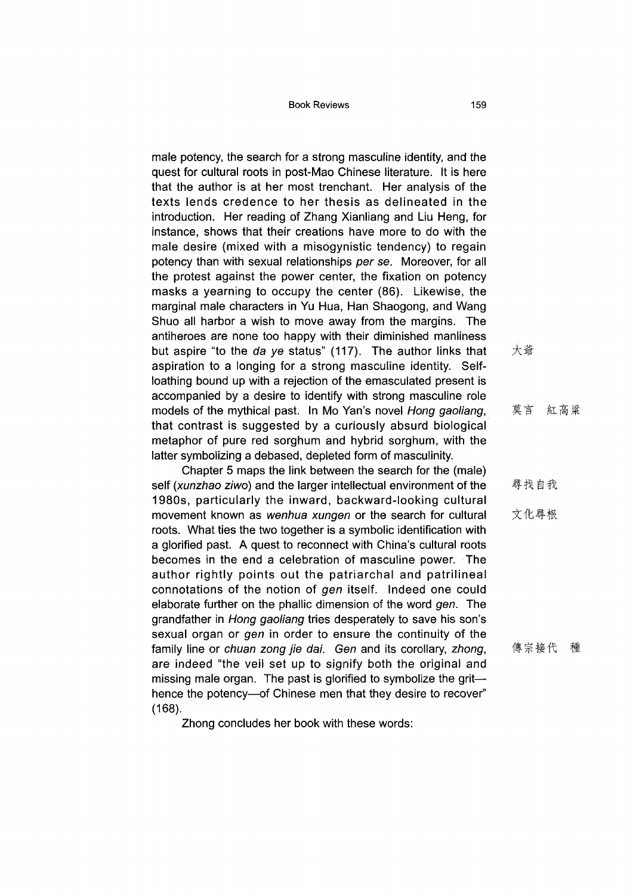male potency, the search for a strong masculine identity, and the quest for cultural roots in post-Mao Chinese literature. It is here that the author is at her most trenchant. Her analysis of the texts lends credence to her thesis as delineated in the introduction. Her reading of Zhang Xianliang and Liu Heng, for instance, shows that their creations have more to do with the male desire (mixed with a misogynistic tendency) to regain potency than with sexual relationships *per se*. Moreover, for all the protest against the power center, the fixation on potency masks a yearning to occupy the center (86). Likewise, the marginal male characters in Yu Hua, Han Shaogong, and Wang Shuo all harbor a wish to move away from the margins. The antiheroes are none too happy with their diminished manliness but aspire "to the *da ye* status" (117). The author links that aspiration to a longing for a strong masculine identity. Self-loathing bound up with a rejection of the emasculated present is accompanied by a desire to identify with strong masculine role models of the mythical past. In Mo Yan's novel *Hong gaoliang*, that contrast is suggested by a curiously absurd biological metaphor of pure red sorghum and hybrid sorghum, with the latter symbolizing a debased, depleted form of masculinity.

大爺

莫言 紅高粱

Chapter 5 maps the link between the search for the (male) self (*xunzhao ziwo*) and the larger intellectual environment of the 1980s, particularly the inward, backward-looking cultural movement known as *wenhua xungen* or the search for cultural roots. What ties the two together is a symbolic identification with a glorified past. A quest to reconnect with China's cultural roots becomes in the end a celebration of masculine power. The author rightly points out the patriarchal and patrilineal connotations of the notion of *gen* itself. Indeed one could elaborate further on the phallic dimension of the word *gen*. The grandfather in *Hong gaoliang* tries desperately to save his son's sexual organ or *gen* in order to ensure the continuity of the family line or *chuan zong jie dai*. *Gen* and its corollary, *zhong*, are indeed "the veil set up to signify both the original and missing male organ. The past is glorified to symbolize the grit—hence the potency—of Chinese men that they desire to recover" (168).

尋找自我

文化尋根

傳宗接代 種

Zhong concludes her book with these words: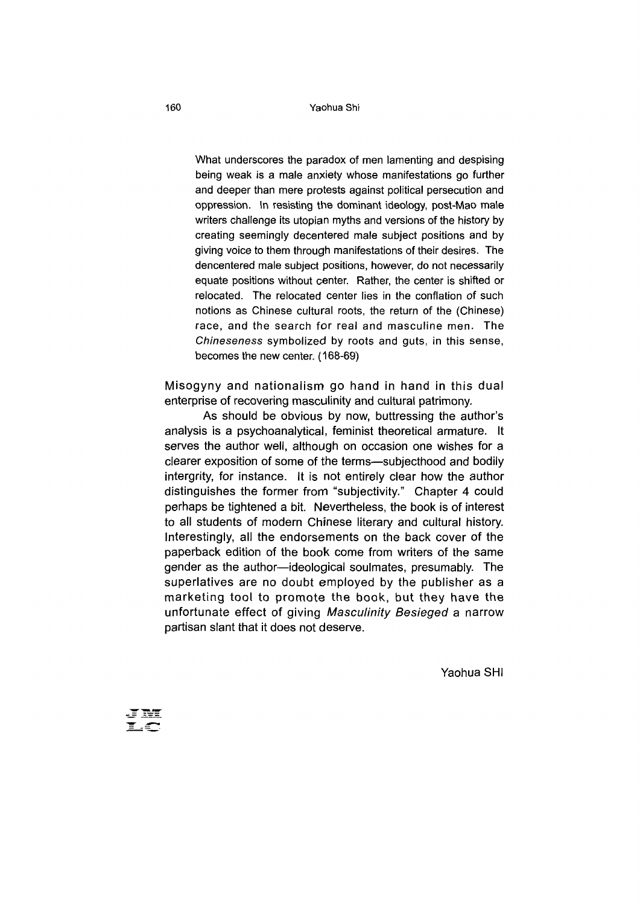> What underscores the paradox of men lamenting and despising being weak is a male anxiety whose manifestations go further and deeper than mere protests against political persecution and oppression. In resisting the dominant ideology, post-Mao male writers challenge its utopian myths and versions of the history by creating seemingly decentered male subject positions and by giving voice to them through manifestations of their desires. The dencentered male subject positions, however, do not necessarily equate positions without center. Rather, the center is shifted or relocated. The relocated center lies in the conflation of such notions as Chinese cultural roots, the return of the (Chinese) race, and the search for real and masculine men. The *Chineseness* symbolized by roots and guts, in this sense, becomes the new center. (168-69)

Misogyny and nationalism go hand in hand in this dual enterprise of recovering masculinity and cultural patrimony.

As should be obvious by now, buttressing the author's analysis is a psychoanalytical, feminist theoretical armature. It serves the author well, although on occasion one wishes for a clearer exposition of some of the terms—subjecthood and bodily intergrity, for instance. It is not entirely clear how the author distinguishes the former from "subjectivity." Chapter 4 could perhaps be tightened a bit. Nevertheless, the book is of interest to all students of modern Chinese literary and cultural history. Interestingly, all the endorsements on the back cover of the paperback edition of the book come from writers of the same gender as the author—ideological soulmates, presumably. The superlatives are no doubt employed by the publisher as a marketing tool to promote the book, but they have the unfortunate effect of giving *Masculinity Besieged* a narrow partisan slant that it does not deserve.

Yaohua SHI